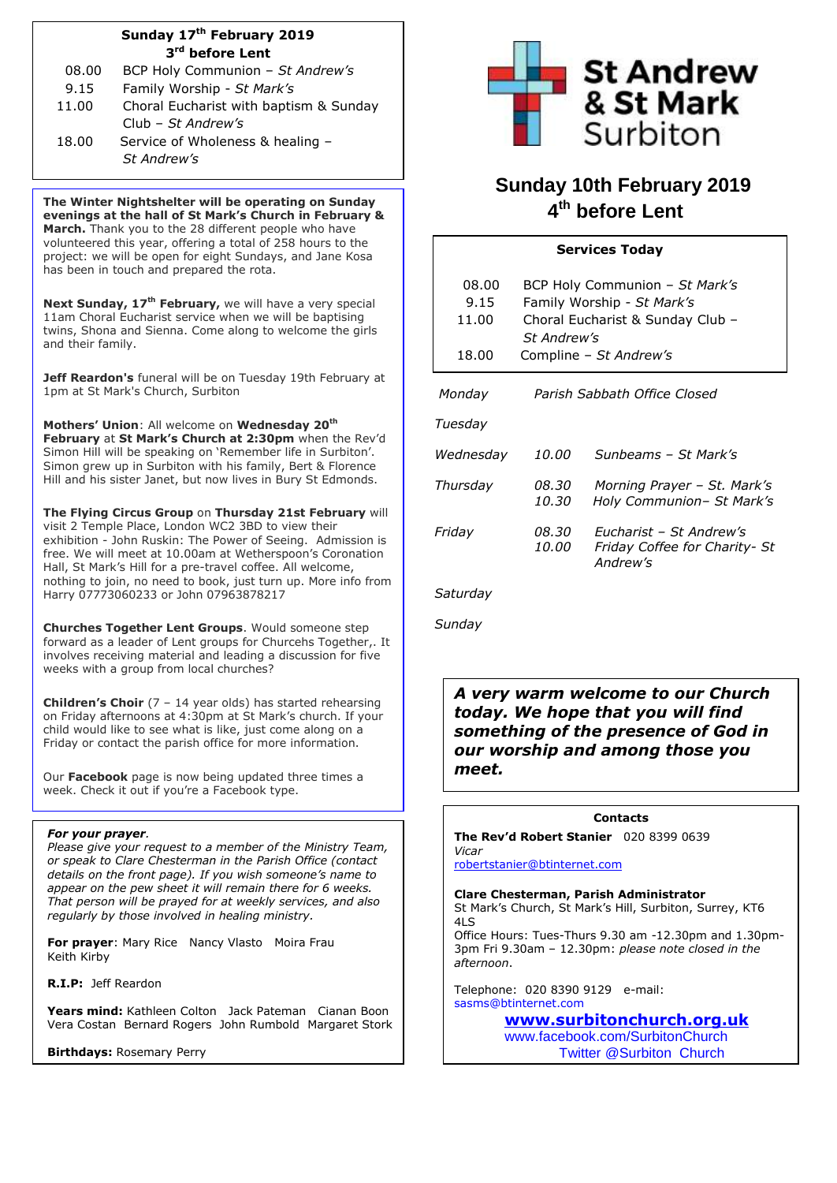# St Andrew & St Mark Surbiton

## Sunday 10th February 2019
## 4th before Lent

**Services Today**

| | |
|---|---|
| 08.00 | BCP Holy Communion – *St Mark's* |
| 9.15 | Family Worship - *St Mark's* |
| 11.00 | Choral Eucharist & Sunday Club – *St Andrew's* |
| 18.00 | Compline – *St Andrew's* |

| | | |
|---|---|---|
| *Monday* | | *Parish Sabbath Office Closed* |
| *Tuesday* | | |
| *Wednesday* | *10.00* | *Sunbeams – St Mark's* |
| *Thursday* | *08.30* | *Morning Prayer – St. Mark's* |
| | *10.30* | *Holy Communion– St Mark's* |
| *Friday* | *08.30* | *Eucharist – St Andrew's* |
| | *10.00* | *Friday Coffee for Charity- St Andrew's* |
| *Saturday* | | |
| *Sunday* | | |

***A very warm welcome to our Church today. We hope that you will find something of the presence of God in our worship and among those you meet.***

**Contacts**

**The Rev'd Robert Stanier** 020 8399 0639
*Vicar*
robertstanier@btinternet.com

**Clare Chesterman, Parish Administrator**
St Mark's Church, St Mark's Hill, Surbiton, Surrey, KT6 4LS
Office Hours: Tues-Thurs 9.30 am -12.30pm and 1.30pm-3pm Fri 9.30am – 12.30pm: *please note closed in the afternoon*.

Telephone: 020 8390 9129 e-mail: sasms@btinternet.com
**www.surbitonchurch.org.uk**
www.facebook.com/SurbitonChurch
Twitter @Surbiton Church

---

**Sunday 17th February 2019**
**3rd before Lent**

| | |
|---|---|
| 08.00 | BCP Holy Communion – *St Andrew's* |
| 9.15 | Family Worship - *St Mark's* |
| 11.00 | Choral Eucharist with baptism & Sunday Club – *St Andrew's* |
| 18.00 | Service of Wholeness & healing – *St Andrew's* |

**The Winter Nightshelter will be operating on Sunday evenings at the hall of St Mark's Church in February & March.** Thank you to the 28 different people who have volunteered this year, offering a total of 258 hours to the project: we will be open for eight Sundays, and Jane Kosa has been in touch and prepared the rota.

**Next Sunday, 17th February,** we will have a very special 11am Choral Eucharist service when we will be baptising twins, Shona and Sienna. Come along to welcome the girls and their family.

**Jeff Reardon's** funeral will be on Tuesday 19th February at 1pm at St Mark's Church, Surbiton

**Mothers' Union**: All welcome on **Wednesday 20th February** at **St Mark's Church at 2:30pm** when the Rev'd Simon Hill will be speaking on 'Remember life in Surbiton'. Simon grew up in Surbiton with his family, Bert & Florence Hill and his sister Janet, but now lives in Bury St Edmonds.

**The Flying Circus Group** on **Thursday 21st February** will visit 2 Temple Place, London WC2 3BD to view their exhibition - John Ruskin: The Power of Seeing. Admission is free. We will meet at 10.00am at Wetherspoon's Coronation Hall, St Mark's Hill for a pre-travel coffee. All welcome, nothing to join, no need to book, just turn up. More info from Harry 07773060233 or John 07963878217

**Churches Together Lent Groups**. Would someone step forward as a leader of Lent groups for Churcehs Together,. It involves receiving material and leading a discussion for five weeks with a group from local churches?

**Children's Choir** (7 – 14 year olds) has started rehearsing on Friday afternoons at 4:30pm at St Mark's church. If your child would like to see what is like, just come along on a Friday or contact the parish office for more information.

Our **Facebook** page is now being updated three times a week. Check it out if you're a Facebook type.

***For your prayer.***
*Please give your request to a member of the Ministry Team, or speak to Clare Chesterman in the Parish Office (contact details on the front page). If you wish someone's name to appear on the pew sheet it will remain there for 6 weeks. That person will be prayed for at weekly services, and also regularly by those involved in healing ministry.*

**For prayer**: Mary Rice Nancy Vlasto Moira Frau Keith Kirby

**R.I.P:** Jeff Reardon

**Years mind:** Kathleen Colton Jack Pateman Cianan Boon Vera Costan Bernard Rogers John Rumbold Margaret Stork

**Birthdays:** Rosemary Perry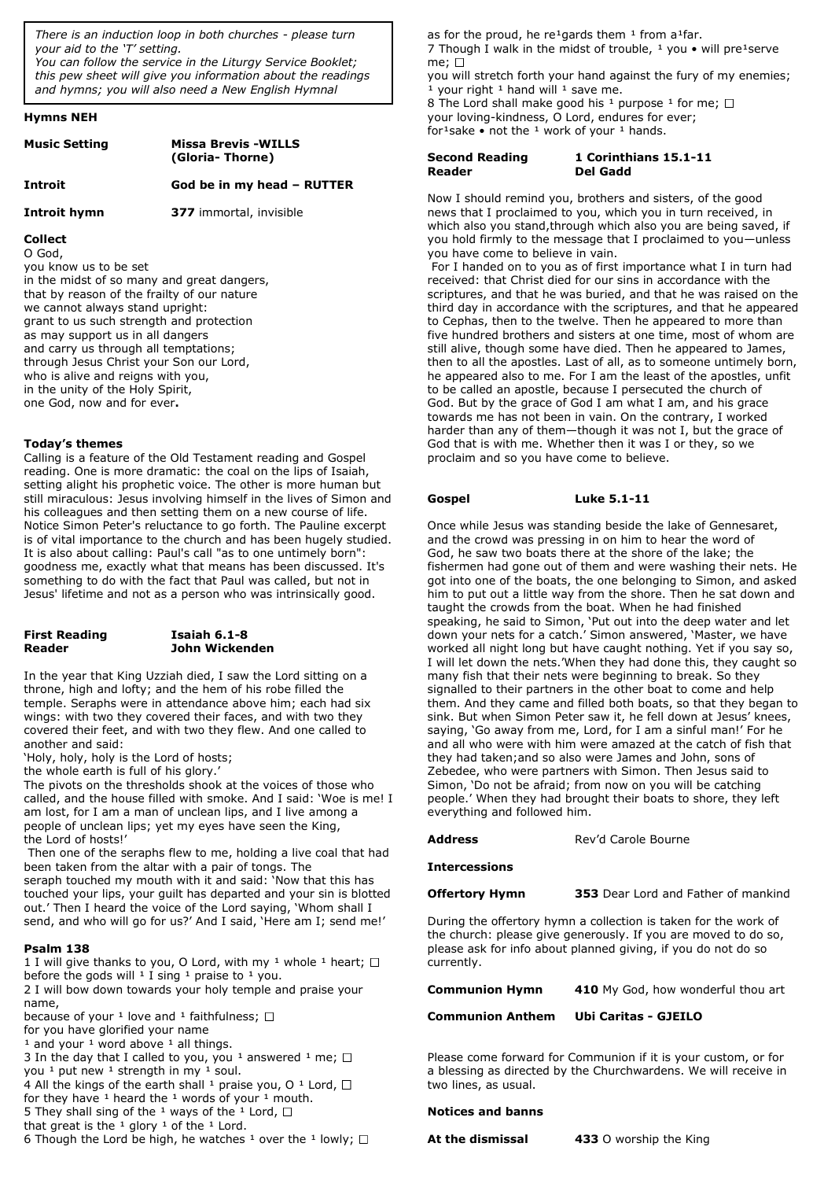*There is an induction loop in both churches - please turn your aid to the 'T' setting.*
*You can follow the service in the Liturgy Service Booklet; this pew sheet will give you information about the readings and hymns; you will also need a New English Hymnal*

**Hymns NEH**

| | |
|---|---|
| **Music Setting** | **Missa Brevis -WILLS (Gloria- Thorne)** |
| **Introit** | **God be in my head – RUTTER** |
| **Introit hymn** | **377** immortal, invisible |

**Collect**

O God,
you know us to be set
in the midst of so many and great dangers,
that by reason of the frailty of our nature
we cannot always stand upright:
grant to us such strength and protection
as may support us in all dangers
and carry us through all temptations;
through Jesus Christ your Son our Lord,
who is alive and reigns with you,
in the unity of the Holy Spirit,
one God, now and for ever**.**

**Today's themes**

Calling is a feature of the Old Testament reading and Gospel reading. One is more dramatic: the coal on the lips of Isaiah, setting alight his prophetic voice. The other is more human but still miraculous: Jesus involving himself in the lives of Simon and his colleagues and then setting them on a new course of life. Notice Simon Peter's reluctance to go forth. The Pauline excerpt is of vital importance to the church and has been hugely studied. It is also about calling: Paul's call "as to one untimely born": goodness me, exactly what that means has been discussed. It's something to do with the fact that Paul was called, but not in Jesus' lifetime and not as a person who was intrinsically good.

| | |
|---|---|
| **First Reading** | **Isaiah 6.1-8** |
| **Reader** | **John Wickenden** |

In the year that King Uzziah died, I saw the Lord sitting on a throne, high and lofty; and the hem of his robe filled the temple. Seraphs were in attendance above him; each had six wings: with two they covered their faces, and with two they covered their feet, and with two they flew. And one called to another and said:
'Holy, holy, holy is the Lord of hosts;
the whole earth is full of his glory.'
The pivots on the thresholds shook at the voices of those who called, and the house filled with smoke. And I said: 'Woe is me! I am lost, for I am a man of unclean lips, and I live among a people of unclean lips; yet my eyes have seen the King, the Lord of hosts!'
Then one of the seraphs flew to me, holding a live coal that had been taken from the altar with a pair of tongs. The seraph touched my mouth with it and said: 'Now that this has touched your lips, your guilt has departed and your sin is blotted out.' Then I heard the voice of the Lord saying, 'Whom shall I send, and who will go for us?' And I said, 'Here am I; send me!'

**Psalm 138**

1 I will give thanks to you, O Lord, with my ¹ whole ¹ heart; □
before the gods will ¹ I sing ¹ praise to ¹ you.
2 I will bow down towards your holy temple and praise your name,
because of your ¹ love and ¹ faithfulness; □
for you have glorified your name
¹ and your ¹ word above ¹ all things.
3 In the day that I called to you, you ¹ answered ¹ me; □
you ¹ put new ¹ strength in my ¹ soul.
4 All the kings of the earth shall ¹ praise you, O ¹ Lord, □
for they have ¹ heard the ¹ words of your ¹ mouth.
5 They shall sing of the ¹ ways of the ¹ Lord, □
that great is the ¹ glory ¹ of the ¹ Lord.
6 Though the Lord be high, he watches ¹ over the ¹ lowly; □
as for the proud, he re¹gards them ¹ from a¹far.
7 Though I walk in the midst of trouble, ¹ you • will pre¹serve me; □
you will stretch forth your hand against the fury of my enemies;
¹ your right ¹ hand will ¹ save me.
8 The Lord shall make good his ¹ purpose ¹ for me; □
your loving-kindness, O Lord, endures for ever;
for¹sake • not the ¹ work of your ¹ hands.

| | |
|---|---|
| **Second Reading** | **1 Corinthians 15.1-11** |
| **Reader** | **Del Gadd** |

Now I should remind you, brothers and sisters, of the good news that I proclaimed to you, which you in turn received, in which also you stand,through which also you are being saved, if you hold firmly to the message that I proclaimed to you—unless you have come to believe in vain.
For I handed on to you as of first importance what I in turn had received: that Christ died for our sins in accordance with the scriptures, and that he was buried, and that he was raised on the third day in accordance with the scriptures, and that he appeared to Cephas, then to the twelve. Then he appeared to more than five hundred brothers and sisters at one time, most of whom are still alive, though some have died. Then he appeared to James, then to all the apostles. Last of all, as to someone untimely born, he appeared also to me. For I am the least of the apostles, unfit to be called an apostle, because I persecuted the church of God. But by the grace of God I am what I am, and his grace towards me has not been in vain. On the contrary, I worked harder than any of them—though it was not I, but the grace of God that is with me. Whether then it was I or they, so we proclaim and so you have come to believe.

| | |
|---|---|
| **Gospel** | **Luke 5.1-11** |

Once while Jesus was standing beside the lake of Gennesaret, and the crowd was pressing in on him to hear the word of God, he saw two boats there at the shore of the lake; the fishermen had gone out of them and were washing their nets. He got into one of the boats, the one belonging to Simon, and asked him to put out a little way from the shore. Then he sat down and taught the crowds from the boat. When he had finished speaking, he said to Simon, 'Put out into the deep water and let down your nets for a catch.' Simon answered, 'Master, we have worked all night long but have caught nothing. Yet if you say so, I will let down the nets.'When they had done this, they caught so many fish that their nets were beginning to break. So they signalled to their partners in the other boat to come and help them. And they came and filled both boats, so that they began to sink. But when Simon Peter saw it, he fell down at Jesus' knees, saying, 'Go away from me, Lord, for I am a sinful man!' For he and all who were with him were amazed at the catch of fish that they had taken;and so also were James and John, sons of Zebedee, who were partners with Simon. Then Jesus said to Simon, 'Do not be afraid; from now on you will be catching people.' When they had brought their boats to shore, they left everything and followed him.

| | |
|---|---|
| **Address** | Rev'd Carole Bourne |
| **Intercessions** | |
| **Offertory Hymn** | **353** Dear Lord and Father of mankind |

During the offertory hymn a collection is taken for the work of the church: please give generously. If you are moved to do so, please ask for info about planned giving, if you do not do so currently.

| | |
|---|---|
| **Communion Hymn** | **410** My God, how wonderful thou art |
| **Communion Anthem** | **Ubi Caritas - GJEILO** |

Please come forward for Communion if it is your custom, or for a blessing as directed by the Churchwardens. We will receive in two lines, as usual.

**Notices and banns**

| | |
|---|---|
| **At the dismissal** | **433** O worship the King |